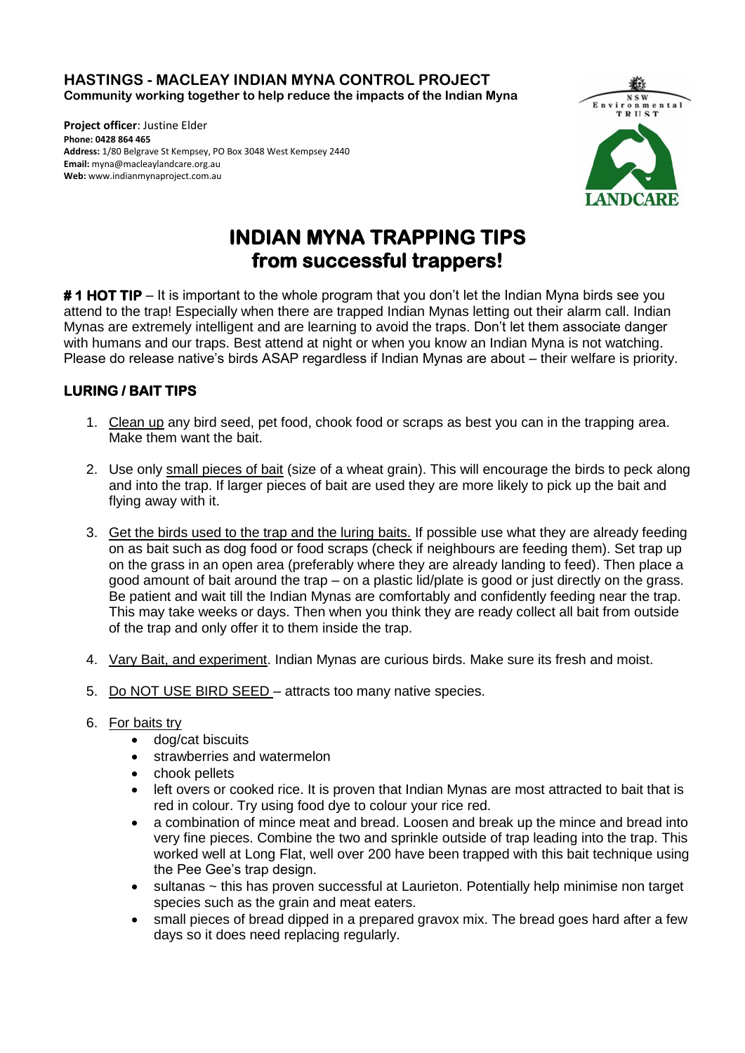**HASTINGS - MACLEAY INDIAN MYNA CONTROL PROJECT**
**Community working together to help reduce the impacts of the Indian Myna**

**Project officer**: Justine Elder
**Phone: 0428 864 465**
**Address:** 1/80 Belgrave St Kempsey, PO Box 3048 West Kempsey 2440
**Email:** myna@macleaylandcare.org.au
**Web:** www.indianmynaproject.com.au

NSW Environmental TRUST

LANDCARE

# INDIAN MYNA TRAPPING TIPS
# from successful trappers!

**# 1 HOT TIP** – It is important to the whole program that you don't let the Indian Myna birds see you attend to the trap! Especially when there are trapped Indian Mynas letting out their alarm call. Indian Mynas are extremely intelligent and are learning to avoid the traps. Don't let them associate danger with humans and our traps. Best attend at night or when you know an Indian Myna is not watching. Please do release native's birds ASAP regardless if Indian Mynas are about – their welfare is priority.

## LURING / BAIT TIPS

1. <u>Clean up</u> any bird seed, pet food, chook food or scraps as best you can in the trapping area. Make them want the bait.

2. Use only <u>small pieces of bait</u> (size of a wheat grain). This will encourage the birds to peck along and into the trap. If larger pieces of bait are used they are more likely to pick up the bait and flying away with it.

3. <u>Get the birds used to the trap and the luring baits.</u> If possible use what they are already feeding on as bait such as dog food or food scraps (check if neighbours are feeding them). Set trap up on the grass in an open area (preferably where they are already landing to feed). Then place a good amount of bait around the trap – on a plastic lid/plate is good or just directly on the grass. Be patient and wait till the Indian Mynas are comfortably and confidently feeding near the trap. This may take weeks or days. Then when you think they are ready collect all bait from outside of the trap and only offer it to them inside the trap.

4. <u>Vary Bait, and experiment</u>. Indian Mynas are curious birds. Make sure its fresh and moist.

5. <u>Do NOT USE BIRD SEED</u> – attracts too many native species.

6. <u>For baits try</u>
   - dog/cat biscuits
   - strawberries and watermelon
   - chook pellets
   - left overs or cooked rice. It is proven that Indian Mynas are most attracted to bait that is red in colour. Try using food dye to colour your rice red.
   - a combination of mince meat and bread. Loosen and break up the mince and bread into very fine pieces. Combine the two and sprinkle outside of trap leading into the trap. This worked well at Long Flat, well over 200 have been trapped with this bait technique using the Pee Gee's trap design.
   - sultanas ~ this has proven successful at Laurieton. Potentially help minimise non target species such as the grain and meat eaters.
   - small pieces of bread dipped in a prepared gravox mix. The bread goes hard after a few days so it does need replacing regularly.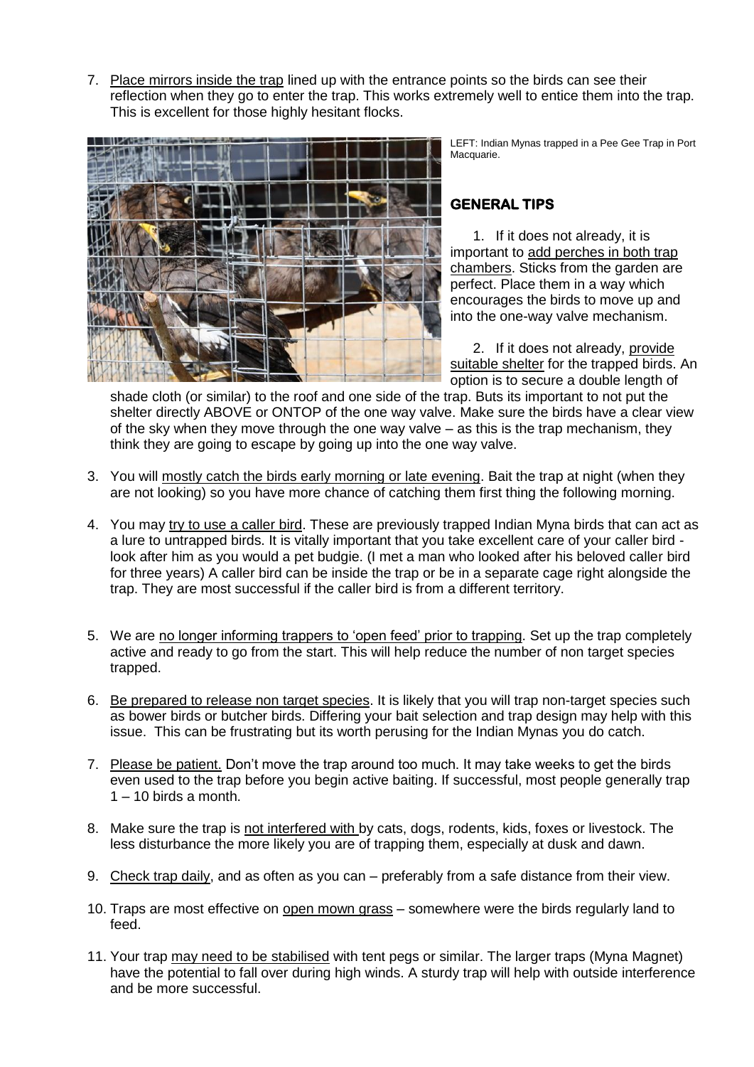7. Place mirrors inside the trap lined up with the entrance points so the birds can see their reflection when they go to enter the trap. This works extremely well to entice them into the trap. This is excellent for those highly hesitant flocks.

LEFT: Indian Mynas trapped in a Pee Gee Trap in Port Macquarie.

## GENERAL TIPS

1. If it does not already, it is important to add perches in both trap chambers. Sticks from the garden are perfect. Place them in a way which encourages the birds to move up and into the one-way valve mechanism.

2. If it does not already, provide suitable shelter for the trapped birds. An option is to secure a double length of shade cloth (or similar) to the roof and one side of the trap. Buts its important to not put the shelter directly ABOVE or ONTOP of the one way valve. Make sure the birds have a clear view of the sky when they move through the one way valve – as this is the trap mechanism, they think they are going to escape by going up into the one way valve.

3. You will mostly catch the birds early morning or late evening. Bait the trap at night (when they are not looking) so you have more chance of catching them first thing the following morning.

4. You may try to use a caller bird. These are previously trapped Indian Myna birds that can act as a lure to untrapped birds. It is vitally important that you take excellent care of your caller bird - look after him as you would a pet budgie. (I met a man who looked after his beloved caller bird for three years) A caller bird can be inside the trap or be in a separate cage right alongside the trap. They are most successful if the caller bird is from a different territory.

5. We are no longer informing trappers to 'open feed' prior to trapping. Set up the trap completely active and ready to go from the start. This will help reduce the number of non target species trapped.

6. Be prepared to release non target species. It is likely that you will trap non-target species such as bower birds or butcher birds. Differing your bait selection and trap design may help with this issue. This can be frustrating but its worth perusing for the Indian Mynas you do catch.

7. Please be patient. Don't move the trap around too much. It may take weeks to get the birds even used to the trap before you begin active baiting. If successful, most people generally trap 1 – 10 birds a month.

8. Make sure the trap is not interfered with by cats, dogs, rodents, kids, foxes or livestock. The less disturbance the more likely you are of trapping them, especially at dusk and dawn.

9. Check trap daily, and as often as you can – preferably from a safe distance from their view.

10. Traps are most effective on open mown grass – somewhere were the birds regularly land to feed.

11. Your trap may need to be stabilised with tent pegs or similar. The larger traps (Myna Magnet) have the potential to fall over during high winds. A sturdy trap will help with outside interference and be more successful.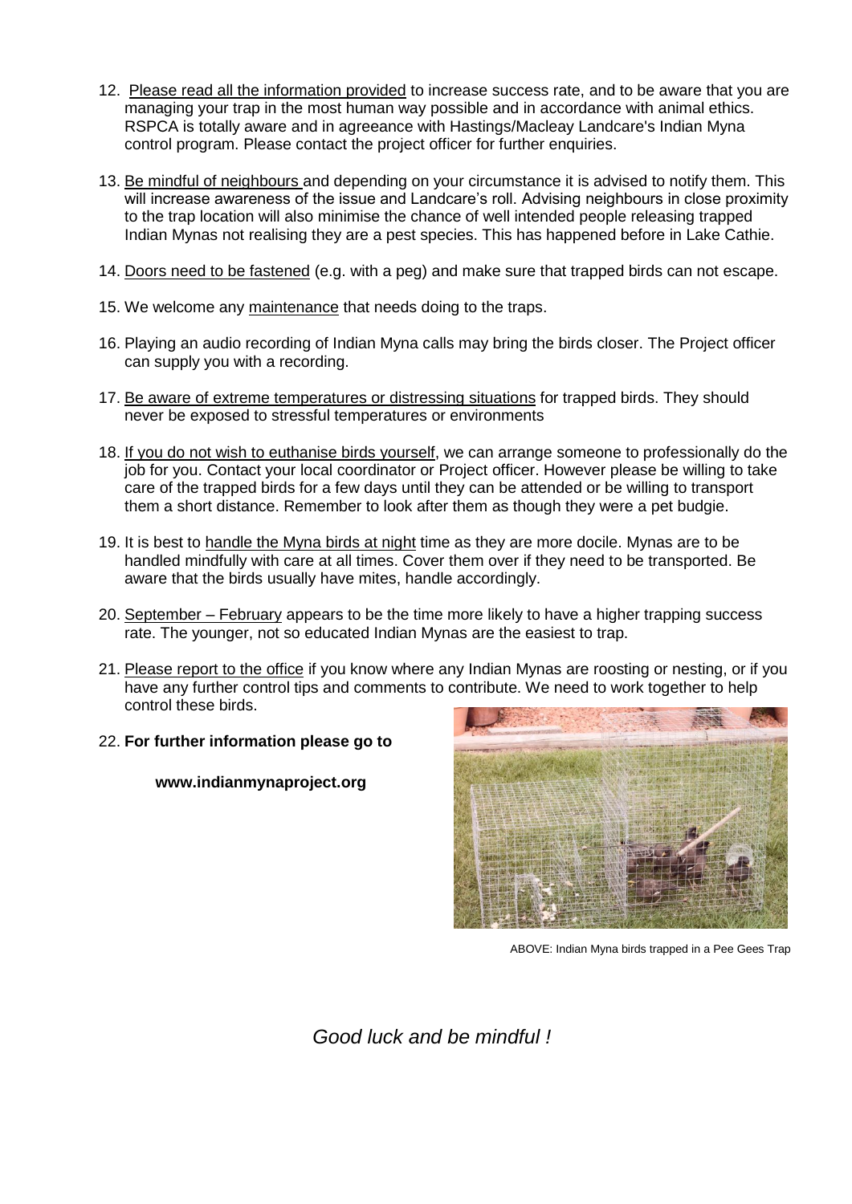12. Please read all the information provided to increase success rate, and to be aware that you are managing your trap in the most human way possible and in accordance with animal ethics. RSPCA is totally aware and in agreeance with Hastings/Macleay Landcare's Indian Myna control program. Please contact the project officer for further enquiries.

13. Be mindful of neighbours and depending on your circumstance it is advised to notify them. This will increase awareness of the issue and Landcare's roll. Advising neighbours in close proximity to the trap location will also minimise the chance of well intended people releasing trapped Indian Mynas not realising they are a pest species. This has happened before in Lake Cathie.

14. Doors need to be fastened (e.g. with a peg) and make sure that trapped birds can not escape.

15. We welcome any maintenance that needs doing to the traps.

16. Playing an audio recording of Indian Myna calls may bring the birds closer. The Project officer can supply you with a recording.

17. Be aware of extreme temperatures or distressing situations for trapped birds. They should never be exposed to stressful temperatures or environments

18. If you do not wish to euthanise birds yourself, we can arrange someone to professionally do the job for you. Contact your local coordinator or Project officer. However please be willing to take care of the trapped birds for a few days until they can be attended or be willing to transport them a short distance. Remember to look after them as though they were a pet budgie.

19. It is best to handle the Myna birds at night time as they are more docile. Mynas are to be handled mindfully with care at all times. Cover them over if they need to be transported. Be aware that the birds usually have mites, handle accordingly.

20. September – February appears to be the time more likely to have a higher trapping success rate. The younger, not so educated Indian Mynas are the easiest to trap.

21. Please report to the office if you know where any Indian Mynas are roosting or nesting, or if you have any further control tips and comments to contribute. We need to work together to help control these birds.

22. **For further information please go to**

    **www.indianmynaproject.org**

ABOVE: Indian Myna birds trapped in a Pee Gees Trap

*Good luck and be mindful !*